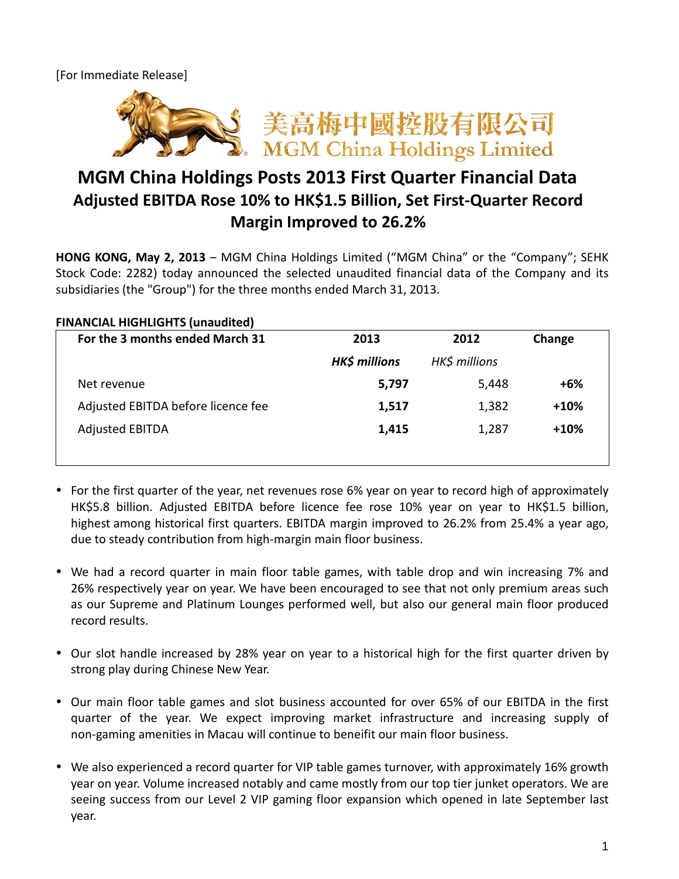[For Immediate Release]

美高梅中國控股有限公司
MGM China Holdings Limited

# MGM China Holdings Posts 2013 First Quarter Financial Data
## Adjusted EBITDA Rose 10% to HK$1.5 Billion, Set First-Quarter Record
## Margin Improved to 26.2%

**HONG KONG, May 2, 2013** – MGM China Holdings Limited ("MGM China" or the "Company"; SEHK Stock Code: 2282) today announced the selected unaudited financial data of the Company and its subsidiaries (the "Group") for the three months ended March 31, 2013.

**FINANCIAL HIGHLIGHTS (unaudited)**

| For the 3 months ended March 31 | 2013 | 2012 | Change |
|---|---|---|---|
| | *HK$ millions* | *HK$ millions* | |
| Net revenue | **5,797** | 5,448 | **+6%** |
| Adjusted EBITDA before licence fee | **1,517** | 1,382 | **+10%** |
| Adjusted EBITDA | **1,415** | 1,287 | **+10%** |

- For the first quarter of the year, net revenues rose 6% year on year to record high of approximately HK$5.8 billion. Adjusted EBITDA before licence fee rose 10% year on year to HK$1.5 billion, highest among historical first quarters. EBITDA margin improved to 26.2% from 25.4% a year ago, due to steady contribution from high-margin main floor business.

- We had a record quarter in main floor table games, with table drop and win increasing 7% and 26% respectively year on year. We have been encouraged to see that not only premium areas such as our Supreme and Platinum Lounges performed well, but also our general main floor produced record results.

- Our slot handle increased by 28% year on year to a historical high for the first quarter driven by strong play during Chinese New Year.

- Our main floor table games and slot business accounted for over 65% of our EBITDA in the first quarter of the year. We expect improving market infrastructure and increasing supply of non-gaming amenities in Macau will continue to beneifit our main floor business.

- We also experienced a record quarter for VIP table games turnover, with approximately 16% growth year on year. Volume increased notably and came mostly from our top tier junket operators. We are seeing success from our Level 2 VIP gaming floor expansion which opened in late September last year.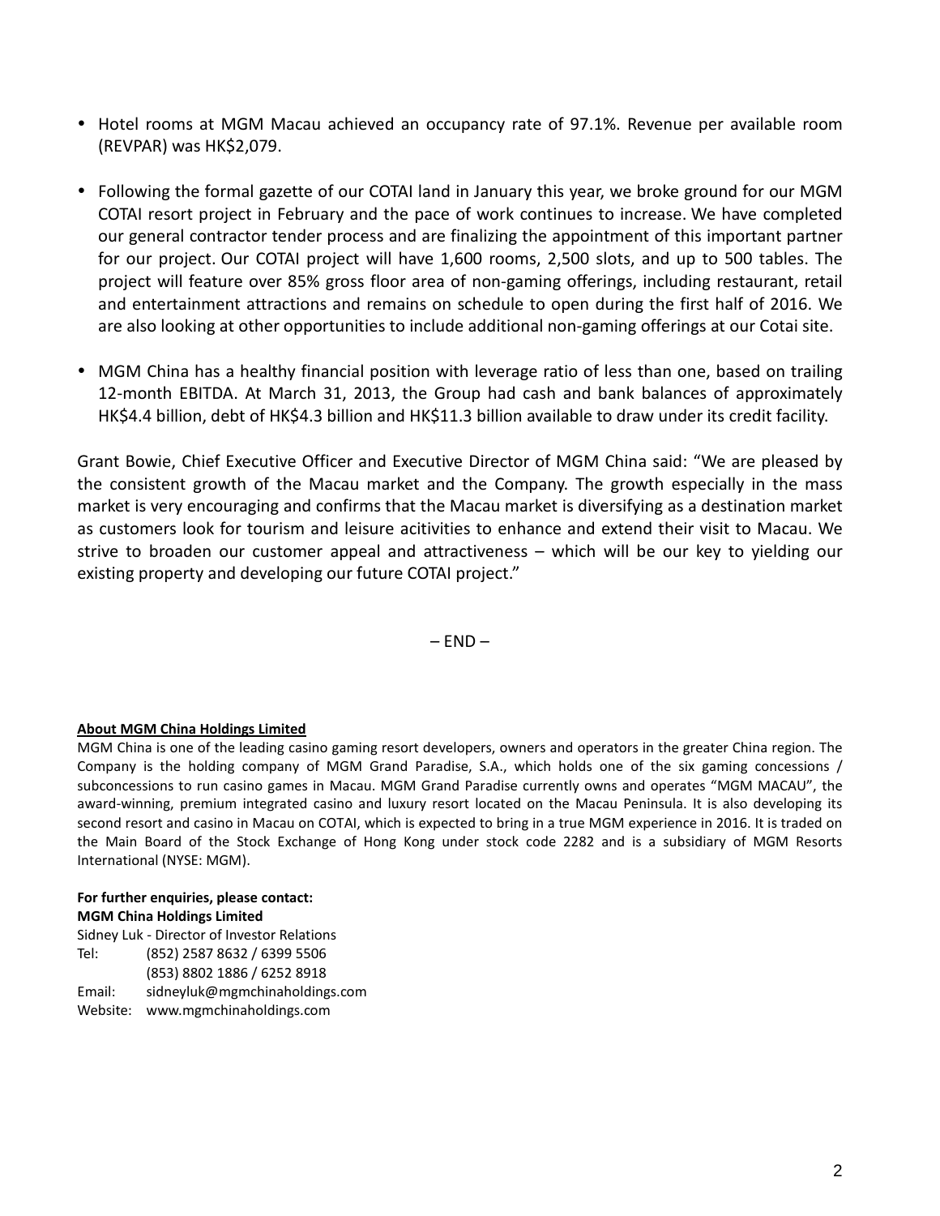- Hotel rooms at MGM Macau achieved an occupancy rate of 97.1%. Revenue per available room (REVPAR) was HK$2,079.

- Following the formal gazette of our COTAI land in January this year, we broke ground for our MGM COTAI resort project in February and the pace of work continues to increase. We have completed our general contractor tender process and are finalizing the appointment of this important partner for our project. Our COTAI project will have 1,600 rooms, 2,500 slots, and up to 500 tables. The project will feature over 85% gross floor area of non-gaming offerings, including restaurant, retail and entertainment attractions and remains on schedule to open during the first half of 2016. We are also looking at other opportunities to include additional non-gaming offerings at our Cotai site.

- MGM China has a healthy financial position with leverage ratio of less than one, based on trailing 12-month EBITDA. At March 31, 2013, the Group had cash and bank balances of approximately HK$4.4 billion, debt of HK$4.3 billion and HK$11.3 billion available to draw under its credit facility.

Grant Bowie, Chief Executive Officer and Executive Director of MGM China said: "We are pleased by the consistent growth of the Macau market and the Company. The growth especially in the mass market is very encouraging and confirms that the Macau market is diversifying as a destination market as customers look for tourism and leisure acitivities to enhance and extend their visit to Macau. We strive to broaden our customer appeal and attractiveness – which will be our key to yielding our existing property and developing our future COTAI project."

– END –

**About MGM China Holdings Limited**

MGM China is one of the leading casino gaming resort developers, owners and operators in the greater China region. The Company is the holding company of MGM Grand Paradise, S.A., which holds one of the six gaming concessions / subconcessions to run casino games in Macau. MGM Grand Paradise currently owns and operates "MGM MACAU", the award-winning, premium integrated casino and luxury resort located on the Macau Peninsula. It is also developing its second resort and casino in Macau on COTAI, which is expected to bring in a true MGM experience in 2016. It is traded on the Main Board of the Stock Exchange of Hong Kong under stock code 2282 and is a subsidiary of MGM Resorts International (NYSE: MGM).

**For further enquiries, please contact:**
**MGM China Holdings Limited**
Sidney Luk - Director of Investor Relations
Tel: (852) 2587 8632 / 6399 5506
(853) 8802 1886 / 6252 8918
Email: sidneyluk@mgmchinaholdings.com
Website: www.mgmchinaholdings.com